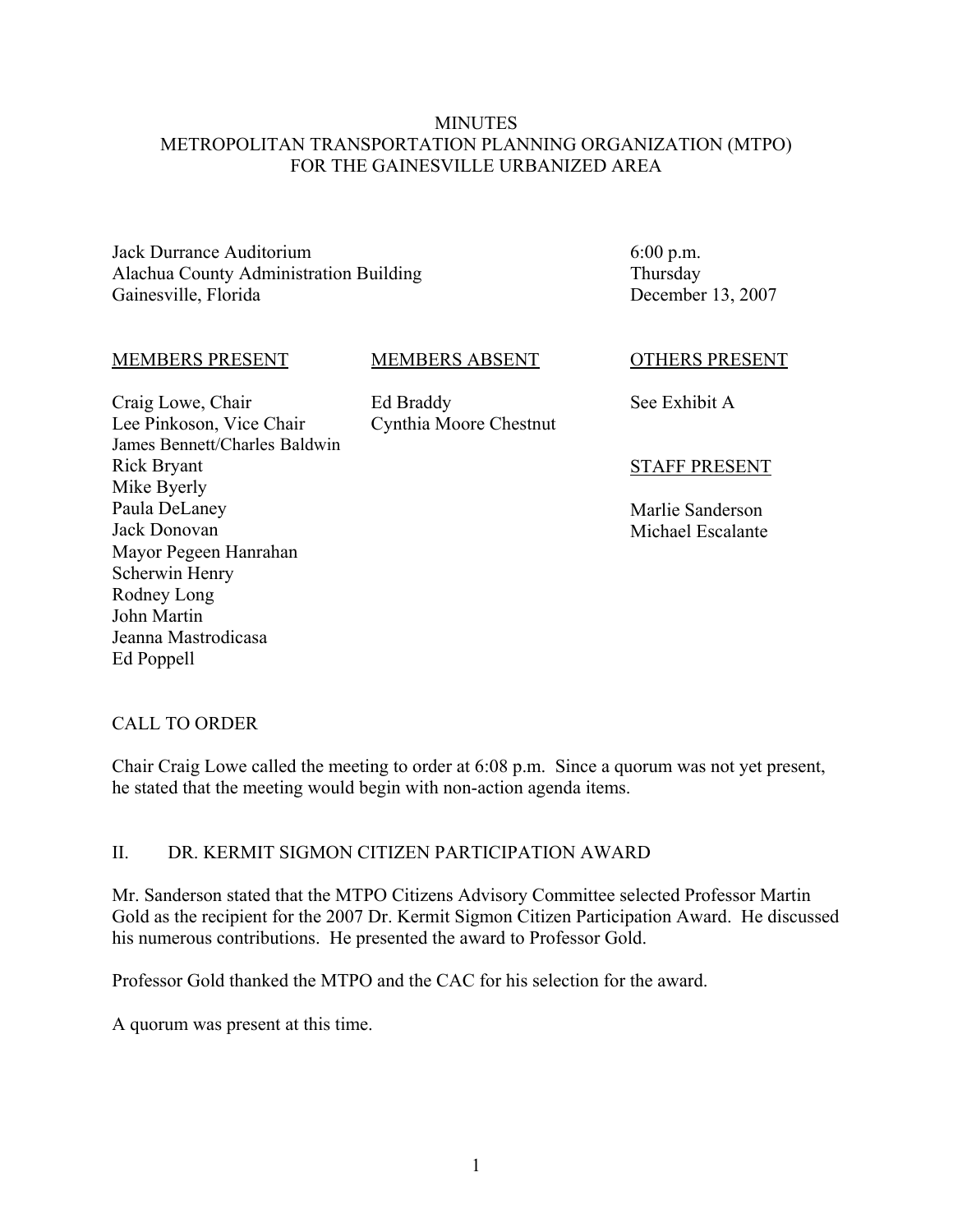# MINUTES
# METROPOLITAN TRANSPORTATION PLANNING ORGANIZATION (MTPO) FOR THE GAINESVILLE URBANIZED AREA

Jack Durrance Auditorium
Alachua County Administration Building
Gainesville, Florida

6:00 p.m.
Thursday
December 13, 2007

| MEMBERS PRESENT | MEMBERS ABSENT | OTHERS PRESENT |
|---|---|---|
| Craig Lowe, Chair | Ed Braddy | See Exhibit A |
| Lee Pinkoson, Vice Chair | Cynthia Moore Chestnut | |
| James Bennett/Charles Baldwin | | |
| Rick Bryant | | STAFF PRESENT |
| Mike Byerly | | |
| Paula DeLaney | | Marlie Sanderson |
| Jack Donovan | | Michael Escalante |
| Mayor Pegeen Hanrahan | | |
| Scherwin Henry | | |
| Rodney Long | | |
| John Martin | | |
| Jeanna Mastrodicasa | | |
| Ed Poppell | | |

## CALL TO ORDER

Chair Craig Lowe called the meeting to order at 6:08 p.m. Since a quorum was not yet present, he stated that the meeting would begin with non-action agenda items.

## II. DR. KERMIT SIGMON CITIZEN PARTICIPATION AWARD

Mr. Sanderson stated that the MTPO Citizens Advisory Committee selected Professor Martin Gold as the recipient for the 2007 Dr. Kermit Sigmon Citizen Participation Award. He discussed his numerous contributions. He presented the award to Professor Gold.

Professor Gold thanked the MTPO and the CAC for his selection for the award.

A quorum was present at this time.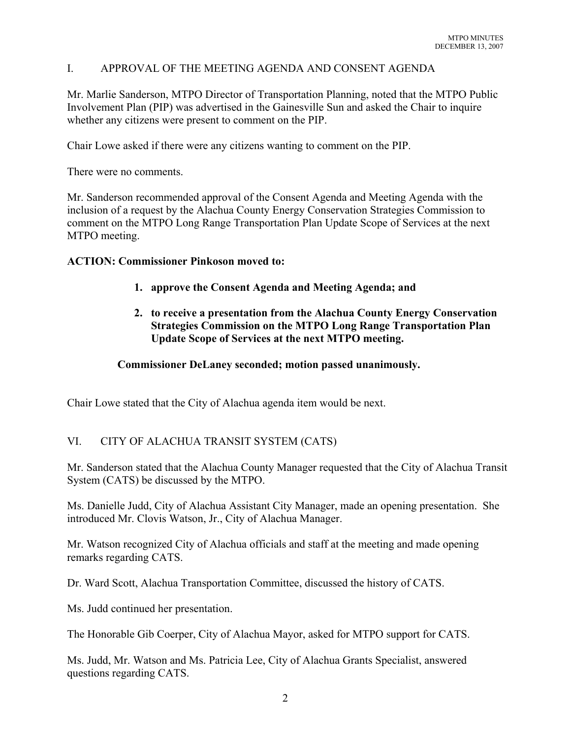## I. APPROVAL OF THE MEETING AGENDA AND CONSENT AGENDA

Mr. Marlie Sanderson, MTPO Director of Transportation Planning, noted that the MTPO Public Involvement Plan (PIP) was advertised in the Gainesville Sun and asked the Chair to inquire whether any citizens were present to comment on the PIP.

Chair Lowe asked if there were any citizens wanting to comment on the PIP.

There were no comments.

Mr. Sanderson recommended approval of the Consent Agenda and Meeting Agenda with the inclusion of a request by the Alachua County Energy Conservation Strategies Commission to comment on the MTPO Long Range Transportation Plan Update Scope of Services at the next MTPO meeting.

**ACTION: Commissioner Pinkoson moved to:**

1. **approve the Consent Agenda and Meeting Agenda; and**
2. **to receive a presentation from the Alachua County Energy Conservation Strategies Commission on the MTPO Long Range Transportation Plan Update Scope of Services at the next MTPO meeting.**

**Commissioner DeLaney seconded; motion passed unanimously.**

Chair Lowe stated that the City of Alachua agenda item would be next.

## VI. CITY OF ALACHUA TRANSIT SYSTEM (CATS)

Mr. Sanderson stated that the Alachua County Manager requested that the City of Alachua Transit System (CATS) be discussed by the MTPO.

Ms. Danielle Judd, City of Alachua Assistant City Manager, made an opening presentation. She introduced Mr. Clovis Watson, Jr., City of Alachua Manager.

Mr. Watson recognized City of Alachua officials and staff at the meeting and made opening remarks regarding CATS.

Dr. Ward Scott, Alachua Transportation Committee, discussed the history of CATS.

Ms. Judd continued her presentation.

The Honorable Gib Coerper, City of Alachua Mayor, asked for MTPO support for CATS.

Ms. Judd, Mr. Watson and Ms. Patricia Lee, City of Alachua Grants Specialist, answered questions regarding CATS.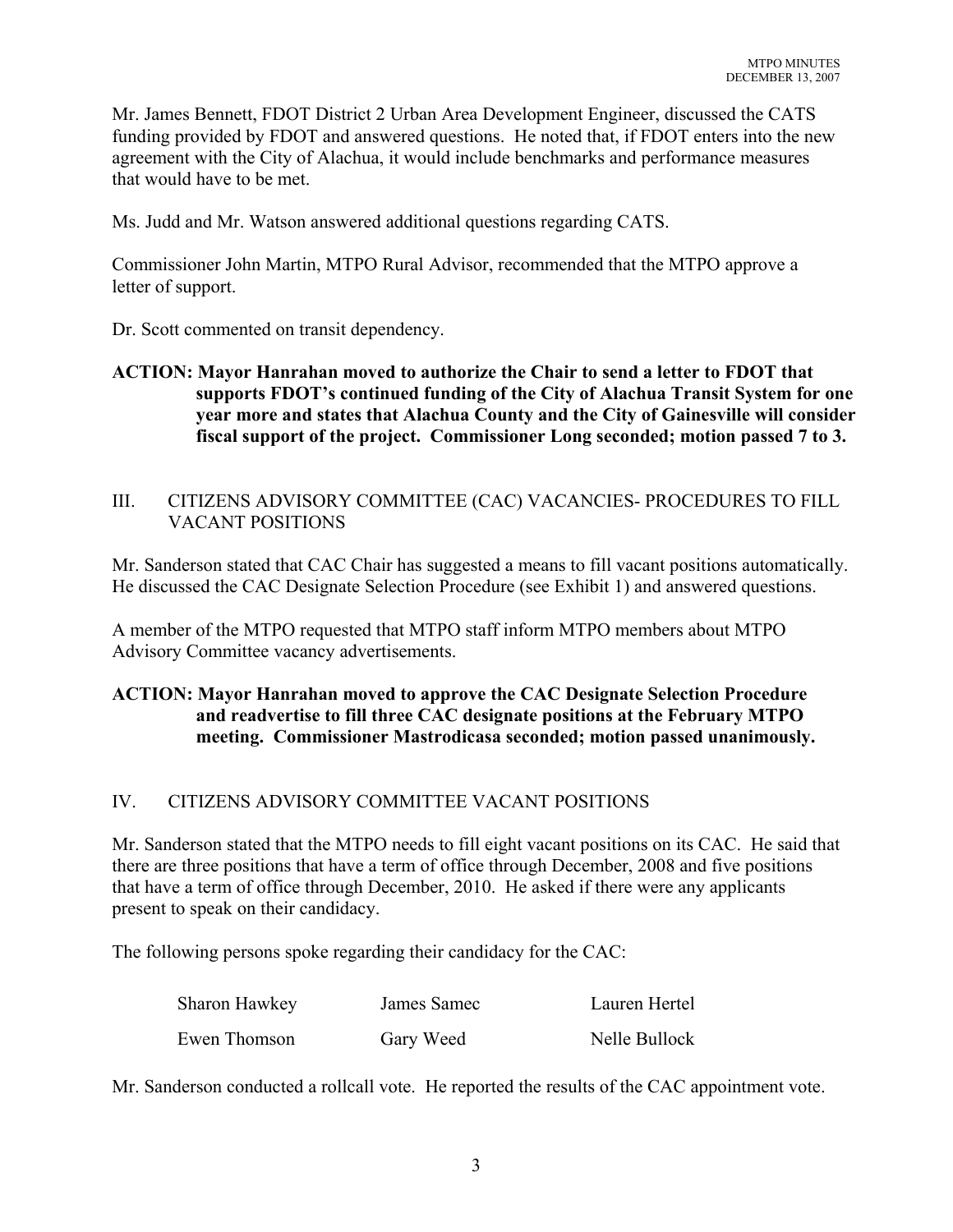Mr. James Bennett, FDOT District 2 Urban Area Development Engineer, discussed the CATS funding provided by FDOT and answered questions. He noted that, if FDOT enters into the new agreement with the City of Alachua, it would include benchmarks and performance measures that would have to be met.

Ms. Judd and Mr. Watson answered additional questions regarding CATS.

Commissioner John Martin, MTPO Rural Advisor, recommended that the MTPO approve a letter of support.

Dr. Scott commented on transit dependency.

**ACTION: Mayor Hanrahan moved to authorize the Chair to send a letter to FDOT that supports FDOT's continued funding of the City of Alachua Transit System for one year more and states that Alachua County and the City of Gainesville will consider fiscal support of the project. Commissioner Long seconded; motion passed 7 to 3.**

## III. CITIZENS ADVISORY COMMITTEE (CAC) VACANCIES- PROCEDURES TO FILL VACANT POSITIONS

Mr. Sanderson stated that CAC Chair has suggested a means to fill vacant positions automatically. He discussed the CAC Designate Selection Procedure (see Exhibit 1) and answered questions.

A member of the MTPO requested that MTPO staff inform MTPO members about MTPO Advisory Committee vacancy advertisements.

**ACTION: Mayor Hanrahan moved to approve the CAC Designate Selection Procedure and readvertise to fill three CAC designate positions at the February MTPO meeting. Commissioner Mastrodicasa seconded; motion passed unanimously.**

## IV. CITIZENS ADVISORY COMMITTEE VACANT POSITIONS

Mr. Sanderson stated that the MTPO needs to fill eight vacant positions on its CAC. He said that there are three positions that have a term of office through December, 2008 and five positions that have a term of office through December, 2010. He asked if there were any applicants present to speak on their candidacy.

The following persons spoke regarding their candidacy for the CAC:

| | | |
|---|---|---|
| Sharon Hawkey | James Samec | Lauren Hertel |
| Ewen Thomson | Gary Weed | Nelle Bullock |

Mr. Sanderson conducted a rollcall vote. He reported the results of the CAC appointment vote.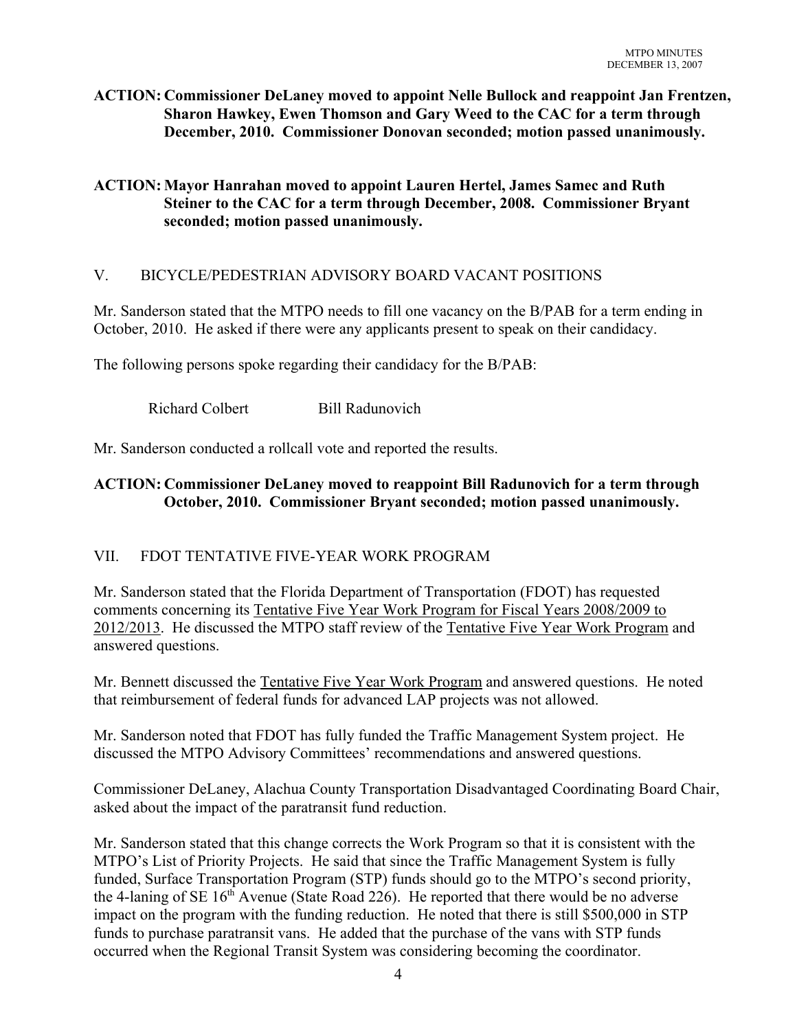**ACTION: Commissioner DeLaney moved to appoint Nelle Bullock and reappoint Jan Frentzen, Sharon Hawkey, Ewen Thomson and Gary Weed to the CAC for a term through December, 2010. Commissioner Donovan seconded; motion passed unanimously.**

**ACTION: Mayor Hanrahan moved to appoint Lauren Hertel, James Samec and Ruth Steiner to the CAC for a term through December, 2008. Commissioner Bryant seconded; motion passed unanimously.**

## V. BICYCLE/PEDESTRIAN ADVISORY BOARD VACANT POSITIONS

Mr. Sanderson stated that the MTPO needs to fill one vacancy on the B/PAB for a term ending in October, 2010. He asked if there were any applicants present to speak on their candidacy.

The following persons spoke regarding their candidacy for the B/PAB:

Richard Colbert    Bill Radunovich

Mr. Sanderson conducted a rollcall vote and reported the results.

**ACTION: Commissioner DeLaney moved to reappoint Bill Radunovich for a term through October, 2010. Commissioner Bryant seconded; motion passed unanimously.**

## VII. FDOT TENTATIVE FIVE-YEAR WORK PROGRAM

Mr. Sanderson stated that the Florida Department of Transportation (FDOT) has requested comments concerning its Tentative Five Year Work Program for Fiscal Years 2008/2009 to 2012/2013. He discussed the MTPO staff review of the Tentative Five Year Work Program and answered questions.

Mr. Bennett discussed the Tentative Five Year Work Program and answered questions. He noted that reimbursement of federal funds for advanced LAP projects was not allowed.

Mr. Sanderson noted that FDOT has fully funded the Traffic Management System project. He discussed the MTPO Advisory Committees' recommendations and answered questions.

Commissioner DeLaney, Alachua County Transportation Disadvantaged Coordinating Board Chair, asked about the impact of the paratransit fund reduction.

Mr. Sanderson stated that this change corrects the Work Program so that it is consistent with the MTPO's List of Priority Projects. He said that since the Traffic Management System is fully funded, Surface Transportation Program (STP) funds should go to the MTPO's second priority, the 4-laning of SE 16th Avenue (State Road 226). He reported that there would be no adverse impact on the program with the funding reduction. He noted that there is still $500,000 in STP funds to purchase paratransit vans. He added that the purchase of the vans with STP funds occurred when the Regional Transit System was considering becoming the coordinator.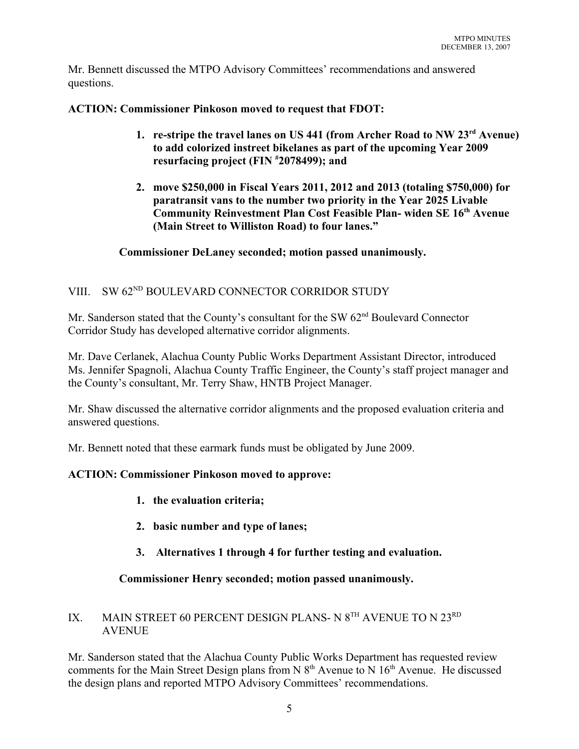Mr. Bennett discussed the MTPO Advisory Committees' recommendations and answered questions.

**ACTION: Commissioner Pinkoson moved to request that FDOT:**

1. **re-stripe the travel lanes on US 441 (from Archer Road to NW 23rd Avenue) to add colorized instreet bikelanes as part of the upcoming Year 2009 resurfacing project (FIN #2078499); and**

2. **move $250,000 in Fiscal Years 2011, 2012 and 2013 (totaling $750,000) for paratransit vans to the number two priority in the Year 2025 Livable Community Reinvestment Plan Cost Feasible Plan- widen SE 16th Avenue (Main Street to Williston Road) to four lanes."**

**Commissioner DeLaney seconded; motion passed unanimously.**

## VIII. SW 62ND BOULEVARD CONNECTOR CORRIDOR STUDY

Mr. Sanderson stated that the County's consultant for the SW 62nd Boulevard Connector Corridor Study has developed alternative corridor alignments.

Mr. Dave Cerlanek, Alachua County Public Works Department Assistant Director, introduced Ms. Jennifer Spagnoli, Alachua County Traffic Engineer, the County's staff project manager and the County's consultant, Mr. Terry Shaw, HNTB Project Manager.

Mr. Shaw discussed the alternative corridor alignments and the proposed evaluation criteria and answered questions.

Mr. Bennett noted that these earmark funds must be obligated by June 2009.

**ACTION: Commissioner Pinkoson moved to approve:**

1. **the evaluation criteria;**

2. **basic number and type of lanes;**

3. **Alternatives 1 through 4 for further testing and evaluation.**

**Commissioner Henry seconded; motion passed unanimously.**

## IX. MAIN STREET 60 PERCENT DESIGN PLANS- N 8TH AVENUE TO N 23RD AVENUE

Mr. Sanderson stated that the Alachua County Public Works Department has requested review comments for the Main Street Design plans from N 8th Avenue to N 16th Avenue. He discussed the design plans and reported MTPO Advisory Committees' recommendations.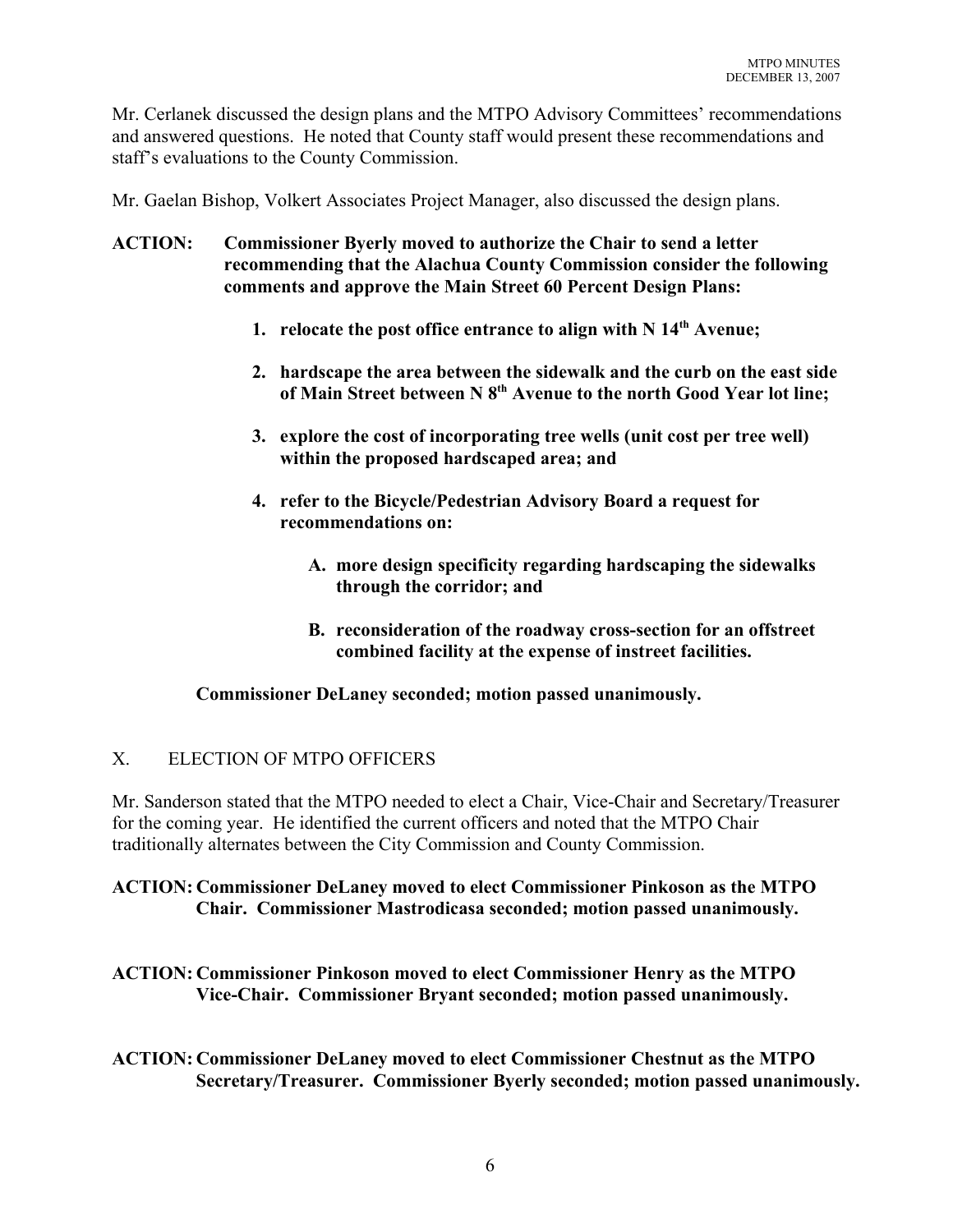Mr. Cerlanek discussed the design plans and the MTPO Advisory Committees' recommendations and answered questions. He noted that County staff would present these recommendations and staff's evaluations to the County Commission.

Mr. Gaelan Bishop, Volkert Associates Project Manager, also discussed the design plans.

**ACTION: Commissioner Byerly moved to authorize the Chair to send a letter recommending that the Alachua County Commission consider the following comments and approve the Main Street 60 Percent Design Plans:**

1. **relocate the post office entrance to align with N 14th Avenue;**
2. **hardscape the area between the sidewalk and the curb on the east side of Main Street between N 8th Avenue to the north Good Year lot line;**
3. **explore the cost of incorporating tree wells (unit cost per tree well) within the proposed hardscaped area; and**
4. **refer to the Bicycle/Pedestrian Advisory Board a request for recommendations on:**
   - **A. more design specificity regarding hardscaping the sidewalks through the corridor; and**
   - **B. reconsideration of the roadway cross-section for an offstreet combined facility at the expense of instreet facilities.**

**Commissioner DeLaney seconded; motion passed unanimously.**

## X. ELECTION OF MTPO OFFICERS

Mr. Sanderson stated that the MTPO needed to elect a Chair, Vice-Chair and Secretary/Treasurer for the coming year. He identified the current officers and noted that the MTPO Chair traditionally alternates between the City Commission and County Commission.

**ACTION: Commissioner DeLaney moved to elect Commissioner Pinkoson as the MTPO Chair. Commissioner Mastrodicasa seconded; motion passed unanimously.**

**ACTION: Commissioner Pinkoson moved to elect Commissioner Henry as the MTPO Vice-Chair. Commissioner Bryant seconded; motion passed unanimously.**

**ACTION: Commissioner DeLaney moved to elect Commissioner Chestnut as the MTPO Secretary/Treasurer. Commissioner Byerly seconded; motion passed unanimously.**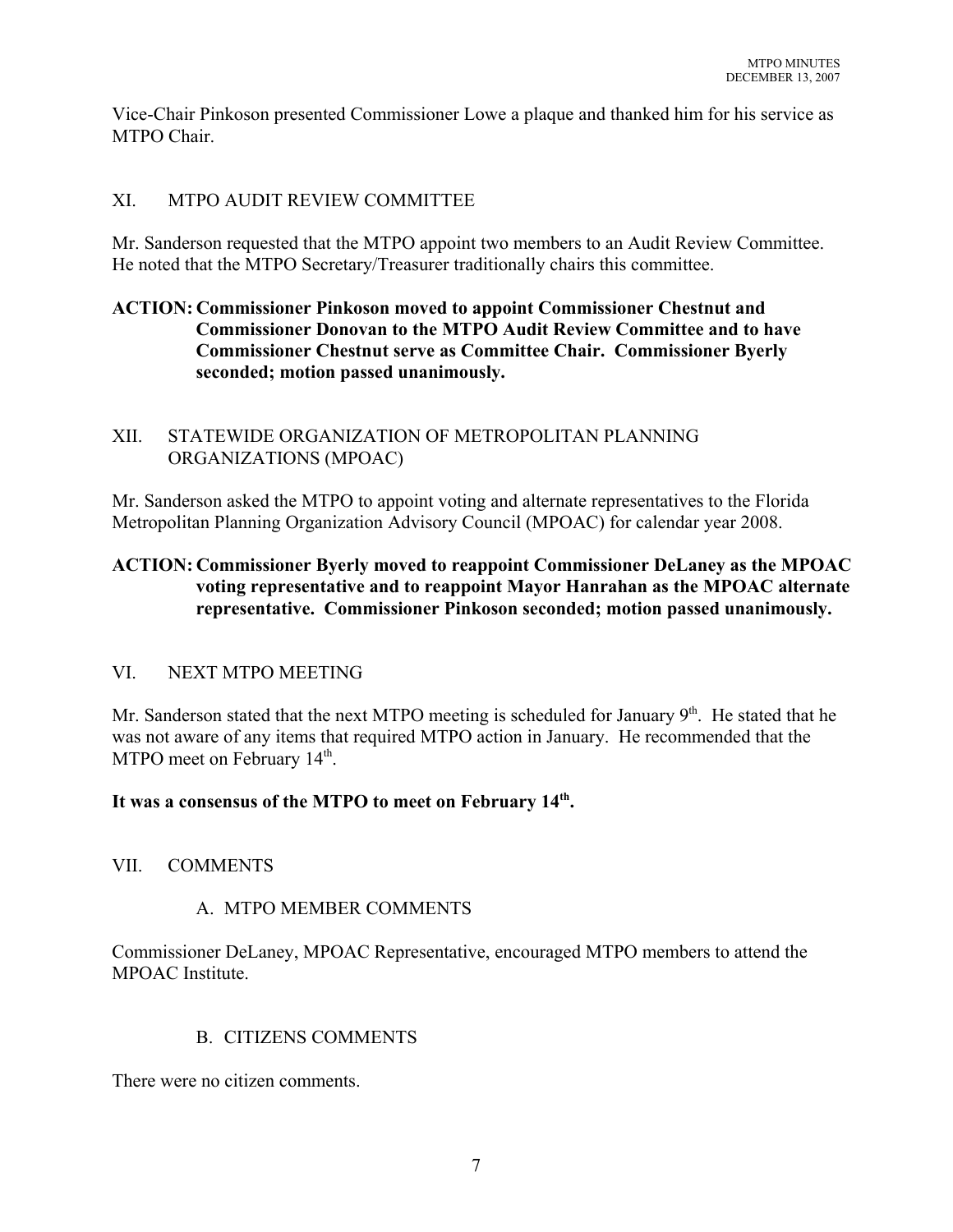Vice-Chair Pinkoson presented Commissioner Lowe a plaque and thanked him for his service as MTPO Chair.

## XI. MTPO AUDIT REVIEW COMMITTEE

Mr. Sanderson requested that the MTPO appoint two members to an Audit Review Committee. He noted that the MTPO Secretary/Treasurer traditionally chairs this committee.

**ACTION: Commissioner Pinkoson moved to appoint Commissioner Chestnut and Commissioner Donovan to the MTPO Audit Review Committee and to have Commissioner Chestnut serve as Committee Chair. Commissioner Byerly seconded; motion passed unanimously.**

## XII. STATEWIDE ORGANIZATION OF METROPOLITAN PLANNING ORGANIZATIONS (MPOAC)

Mr. Sanderson asked the MTPO to appoint voting and alternate representatives to the Florida Metropolitan Planning Organization Advisory Council (MPOAC) for calendar year 2008.

**ACTION: Commissioner Byerly moved to reappoint Commissioner DeLaney as the MPOAC voting representative and to reappoint Mayor Hanrahan as the MPOAC alternate representative. Commissioner Pinkoson seconded; motion passed unanimously.**

## VI. NEXT MTPO MEETING

Mr. Sanderson stated that the next MTPO meeting is scheduled for January 9th. He stated that he was not aware of any items that required MTPO action in January. He recommended that the MTPO meet on February 14th.

**It was a consensus of the MTPO to meet on February 14th.**

## VII. COMMENTS

### A. MTPO MEMBER COMMENTS

Commissioner DeLaney, MPOAC Representative, encouraged MTPO members to attend the MPOAC Institute.

### B. CITIZENS COMMENTS

There were no citizen comments.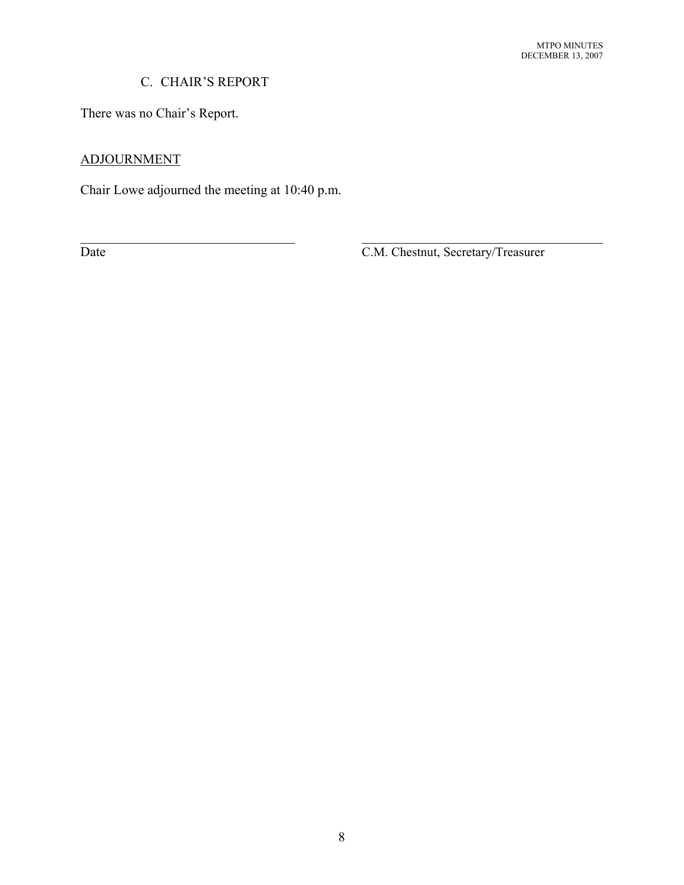### C. CHAIR'S REPORT

There was no Chair's Report.

## ADJOURNMENT

Chair Lowe adjourned the meeting at 10:40 p.m.

| \_\_\_\_\_\_\_\_\_\_\_\_\_\_\_\_\_\_\_\_\_\_\_\_\_\_\_\_\_\_\_\_ | \_\_\_\_\_\_\_\_\_\_\_\_\_\_\_\_\_\_\_\_\_\_\_\_\_\_\_\_\_\_\_\_ |
|---|---|
| Date | C.M. Chestnut, Secretary/Treasurer |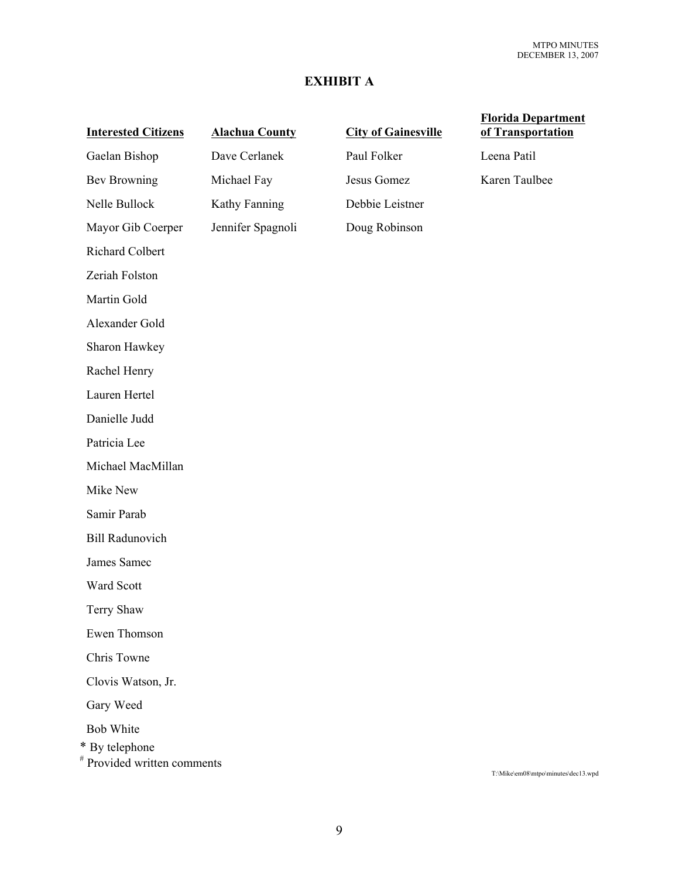## EXHIBIT A

| Interested Citizens | Alachua County | City of Gainesville | Florida Department of Transportation |
|---|---|---|---|
| Gaelan Bishop | Dave Cerlanek | Paul Folker | Leena Patil |
| Bev Browning | Michael Fay | Jesus Gomez | Karen Taulbee |
| Nelle Bullock | Kathy Fanning | Debbie Leistner | |
| Mayor Gib Coerper | Jennifer Spagnoli | Doug Robinson | |
| Richard Colbert | | | |
| Zeriah Folston | | | |
| Martin Gold | | | |
| Alexander Gold | | | |
| Sharon Hawkey | | | |
| Rachel Henry | | | |
| Lauren Hertel | | | |
| Danielle Judd | | | |
| Patricia Lee | | | |
| Michael MacMillan | | | |
| Mike New | | | |
| Samir Parab | | | |
| Bill Radunovich | | | |
| James Samec | | | |
| Ward Scott | | | |
| Terry Shaw | | | |
| Ewen Thomson | | | |
| Chris Towne | | | |
| Clovis Watson, Jr. | | | |
| Gary Weed | | | |
| Bob White | | | |

* By telephone

# Provided written comments

T:\Mike\em08\mtpo\minutes\dec13.wpd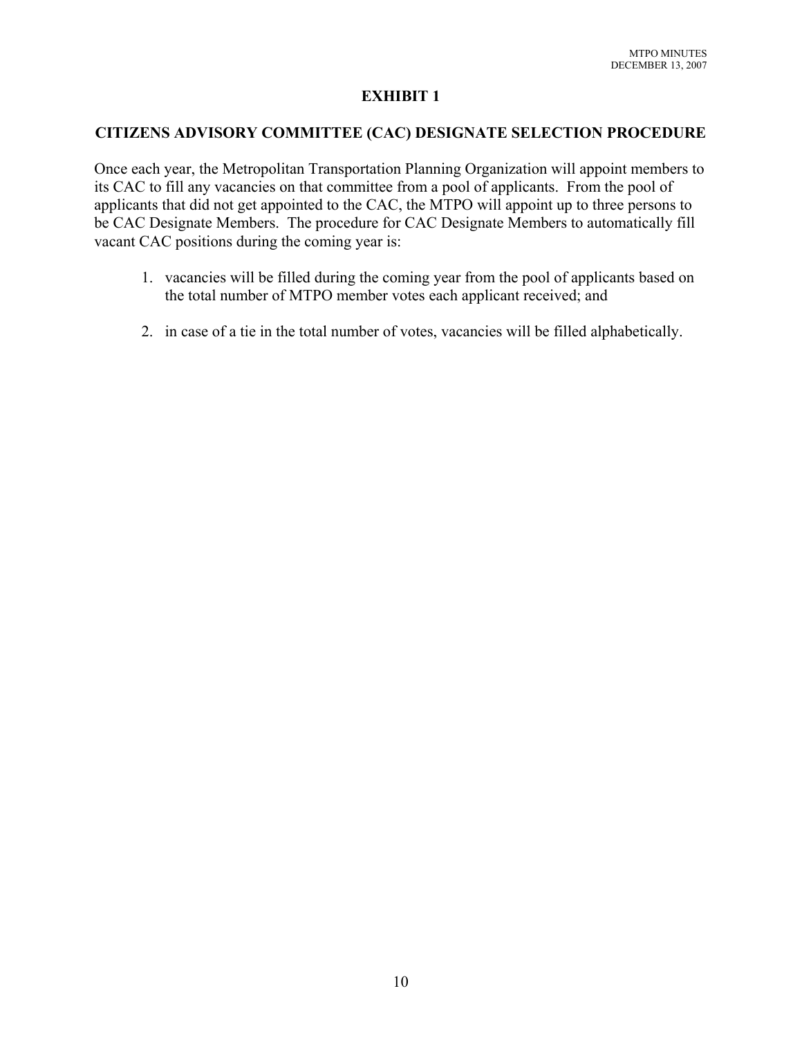## EXHIBIT 1

### CITIZENS ADVISORY COMMITTEE (CAC) DESIGNATE SELECTION PROCEDURE

Once each year, the Metropolitan Transportation Planning Organization will appoint members to its CAC to fill any vacancies on that committee from a pool of applicants. From the pool of applicants that did not get appointed to the CAC, the MTPO will appoint up to three persons to be CAC Designate Members. The procedure for CAC Designate Members to automatically fill vacant CAC positions during the coming year is:

1. vacancies will be filled during the coming year from the pool of applicants based on the total number of MTPO member votes each applicant received; and

2. in case of a tie in the total number of votes, vacancies will be filled alphabetically.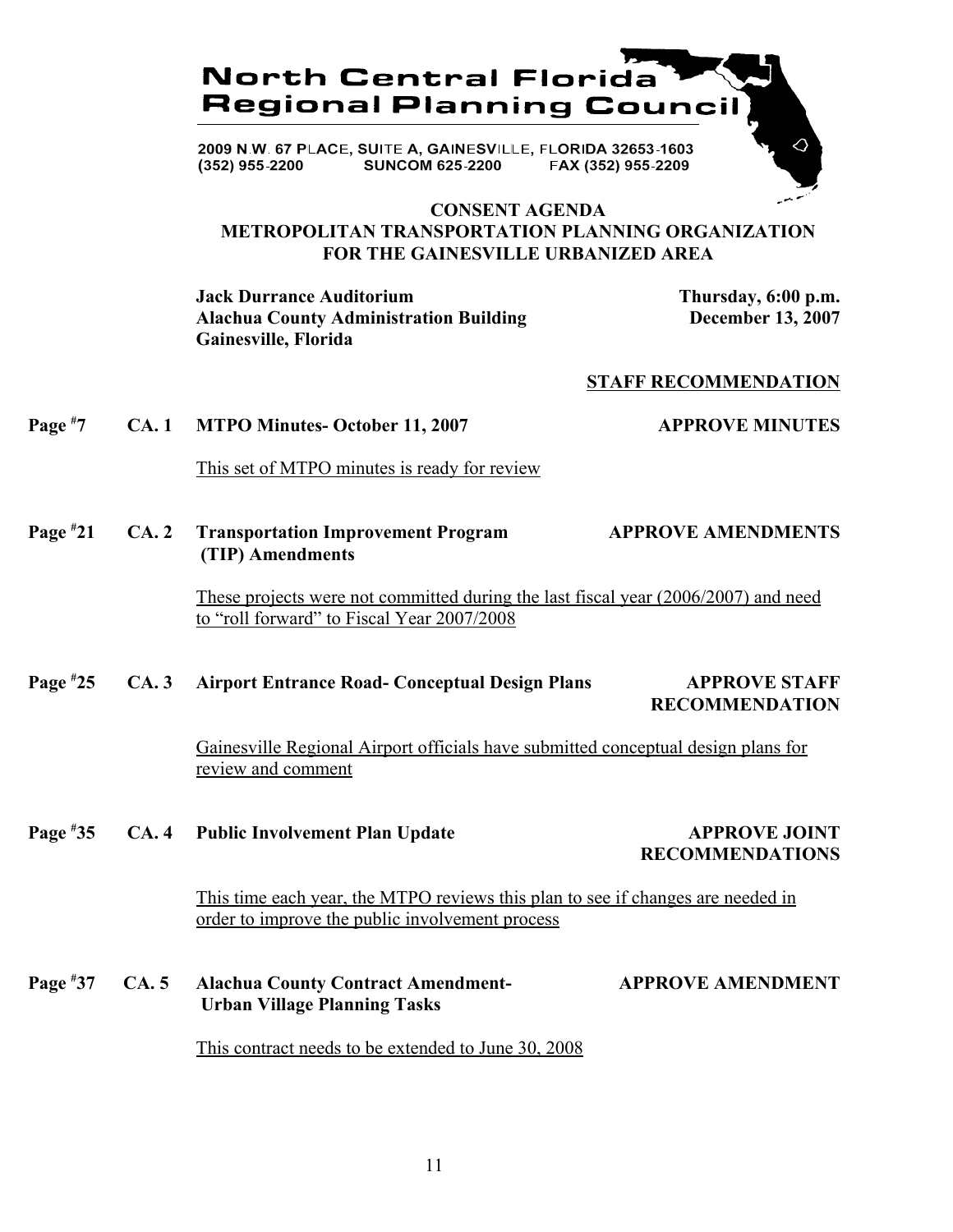# North Central Florida Regional Planning Council

2009 N.W. 67 PLACE, SUITE A, GAINESVILLE, FLORIDA 32653-1603
(352) 955-2200 SUNCOM 625-2200 FAX (352) 955-2209

## CONSENT AGENDA
## METROPOLITAN TRANSPORTATION PLANNING ORGANIZATION FOR THE GAINESVILLE URBANIZED AREA

**Jack Durrance Auditorium**
**Alachua County Administration Building**
**Gainesville, Florida**

**Thursday, 6:00 p.m.**
**December 13, 2007**

**STAFF RECOMMENDATION**

**Page #7 CA. 1 MTPO Minutes- October 11, 2007** — **APPROVE MINUTES**

This set of MTPO minutes is ready for review

**Page #21 CA. 2 Transportation Improvement Program (TIP) Amendments** — **APPROVE AMENDMENTS**

These projects were not committed during the last fiscal year (2006/2007) and need to "roll forward" to Fiscal Year 2007/2008

**Page #25 CA. 3 Airport Entrance Road- Conceptual Design Plans** — **APPROVE STAFF RECOMMENDATION**

Gainesville Regional Airport officials have submitted conceptual design plans for review and comment

**Page #35 CA. 4 Public Involvement Plan Update** — **APPROVE JOINT RECOMMENDATIONS**

This time each year, the MTPO reviews this plan to see if changes are needed in order to improve the public involvement process

**Page #37 CA. 5 Alachua County Contract Amendment- Urban Village Planning Tasks** — **APPROVE AMENDMENT**

This contract needs to be extended to June 30, 2008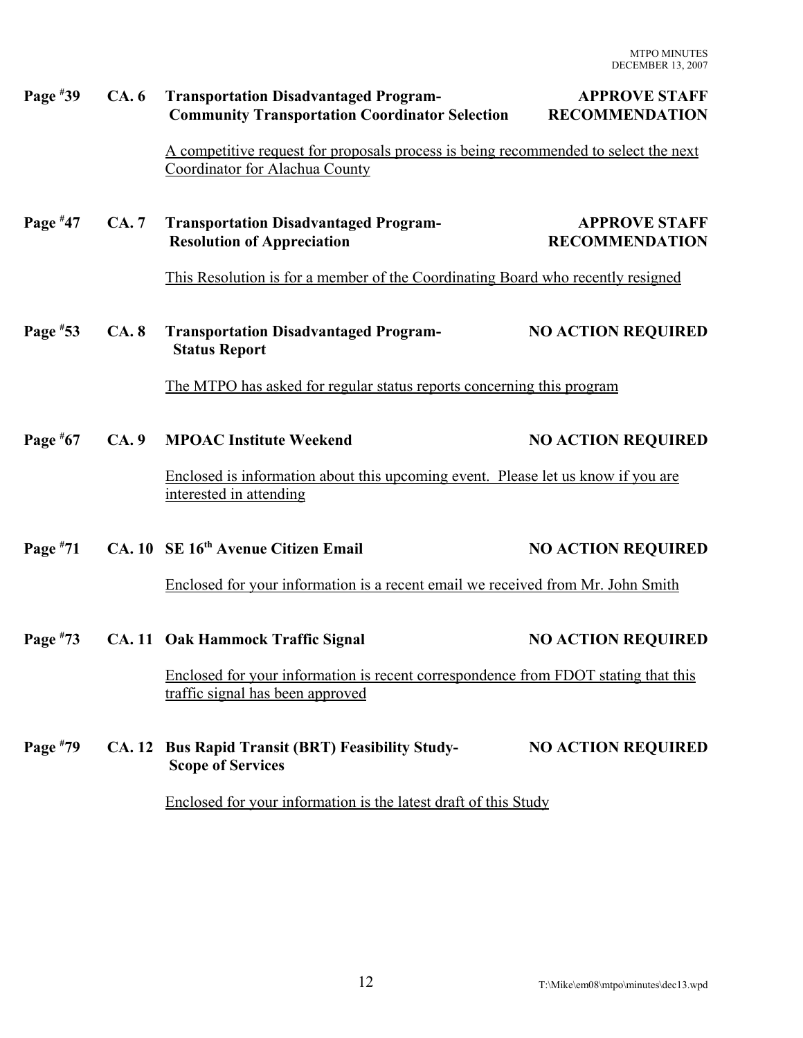**Page #39 CA. 6 Transportation Disadvantaged Program- Community Transportation Coordinator Selection** **APPROVE STAFF RECOMMENDATION**

A competitive request for proposals process is being recommended to select the next Coordinator for Alachua County

**Page #47 CA. 7 Transportation Disadvantaged Program- Resolution of Appreciation** **APPROVE STAFF RECOMMENDATION**

This Resolution is for a member of the Coordinating Board who recently resigned

**Page #53 CA. 8 Transportation Disadvantaged Program- Status Report** **NO ACTION REQUIRED**

The MTPO has asked for regular status reports concerning this program

**Page #67 CA. 9 MPOAC Institute Weekend** **NO ACTION REQUIRED**

Enclosed is information about this upcoming event. Please let us know if you are interested in attending

**Page #71 CA. 10 SE 16th Avenue Citizen Email** **NO ACTION REQUIRED**

Enclosed for your information is a recent email we received from Mr. John Smith

**Page #73 CA. 11 Oak Hammock Traffic Signal** **NO ACTION REQUIRED**

Enclosed for your information is recent correspondence from FDOT stating that this traffic signal has been approved

**Page #79 CA. 12 Bus Rapid Transit (BRT) Feasibility Study- Scope of Services** **NO ACTION REQUIRED**

Enclosed for your information is the latest draft of this Study

T:\Mike\em08\mtpo\minutes\dec13.wpd